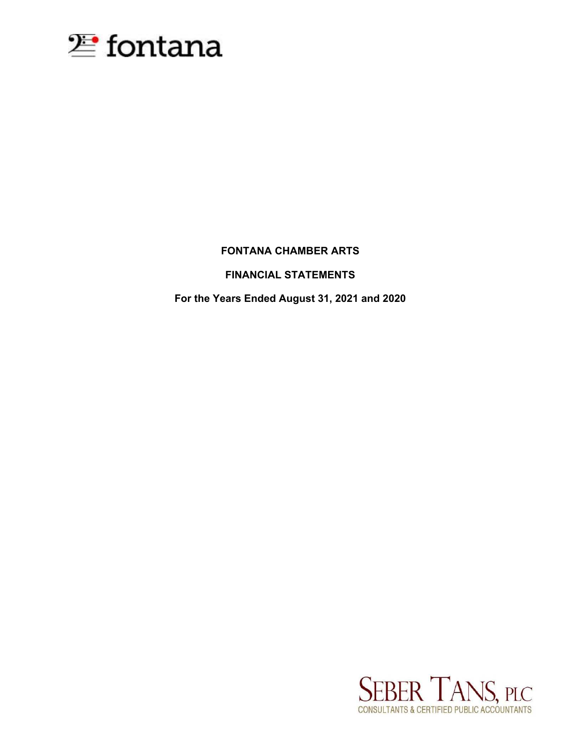fontana

**FONTANA CHAMBER ARTS**

**FINANCIAL STATEMENTS**

**For the Years Ended August 31, 2021 and 2020**

SEBER TANS, PLC
CONSULTANTS & CERTIFIED PUBLIC ACCOUNTANTS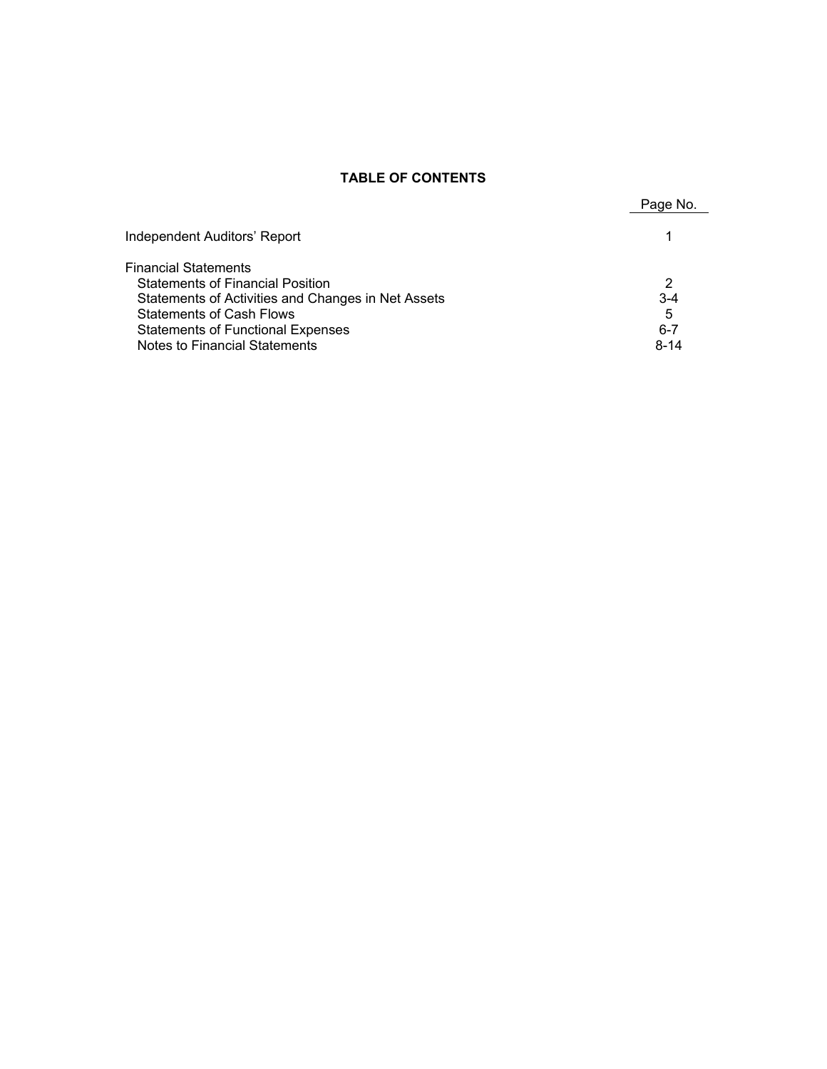# TABLE OF CONTENTS

| | Page No. |
|---|---|
| Independent Auditors' Report | 1 |
| Financial Statements | |
| Statements of Financial Position | 2 |
| Statements of Activities and Changes in Net Assets | 3-4 |
| Statements of Cash Flows | 5 |
| Statements of Functional Expenses | 6-7 |
| Notes to Financial Statements | 8-14 |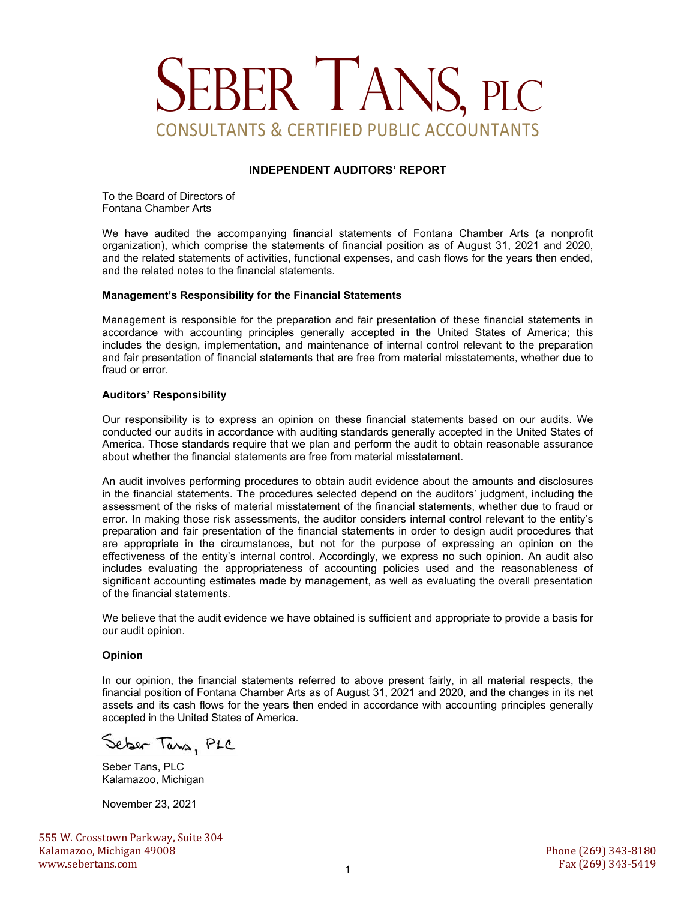# SEBER TANS, PLC

CONSULTANTS & CERTIFIED PUBLIC ACCOUNTANTS

## INDEPENDENT AUDITORS' REPORT

To the Board of Directors of
Fontana Chamber Arts

We have audited the accompanying financial statements of Fontana Chamber Arts (a nonprofit organization), which comprise the statements of financial position as of August 31, 2021 and 2020, and the related statements of activities, functional expenses, and cash flows for the years then ended, and the related notes to the financial statements.

**Management's Responsibility for the Financial Statements**

Management is responsible for the preparation and fair presentation of these financial statements in accordance with accounting principles generally accepted in the United States of America; this includes the design, implementation, and maintenance of internal control relevant to the preparation and fair presentation of financial statements that are free from material misstatements, whether due to fraud or error.

**Auditors' Responsibility**

Our responsibility is to express an opinion on these financial statements based on our audits. We conducted our audits in accordance with auditing standards generally accepted in the United States of America. Those standards require that we plan and perform the audit to obtain reasonable assurance about whether the financial statements are free from material misstatement.

An audit involves performing procedures to obtain audit evidence about the amounts and disclosures in the financial statements. The procedures selected depend on the auditors' judgment, including the assessment of the risks of material misstatement of the financial statements, whether due to fraud or error. In making those risk assessments, the auditor considers internal control relevant to the entity's preparation and fair presentation of the financial statements in order to design audit procedures that are appropriate in the circumstances, but not for the purpose of expressing an opinion on the effectiveness of the entity's internal control. Accordingly, we express no such opinion. An audit also includes evaluating the appropriateness of accounting policies used and the reasonableness of significant accounting estimates made by management, as well as evaluating the overall presentation of the financial statements.

We believe that the audit evidence we have obtained is sufficient and appropriate to provide a basis for our audit opinion.

**Opinion**

In our opinion, the financial statements referred to above present fairly, in all material respects, the financial position of Fontana Chamber Arts as of August 31, 2021 and 2020, and the changes in its net assets and its cash flows for the years then ended in accordance with accounting principles generally accepted in the United States of America.

Seber Tans, PLC

Seber Tans, PLC
Kalamazoo, Michigan

November 23, 2021

555 W. Crosstown Parkway, Suite 304
Kalamazoo, Michigan 49008
www.sebertans.com

Phone (269) 343-8180
Fax (269) 343-5419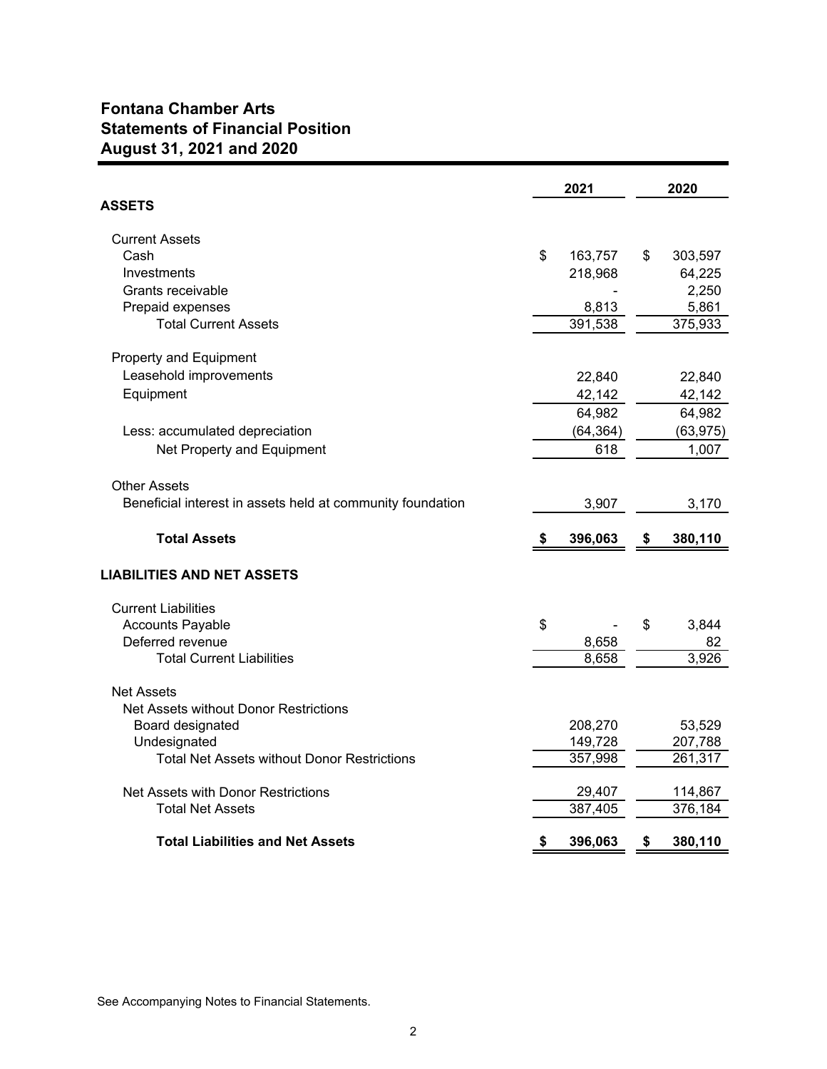# Fontana Chamber Arts
## Statements of Financial Position
## August 31, 2021 and 2020

| | 2021 | 2020 |
|---|---|---|
| **ASSETS** | | |
| Current Assets | | |
| Cash | $ 163,757 | $ 303,597 |
| Investments | 218,968 | 64,225 |
| Grants receivable | - | 2,250 |
| Prepaid expenses | 8,813 | 5,861 |
| Total Current Assets | 391,538 | 375,933 |
| Property and Equipment | | |
| Leasehold improvements | 22,840 | 22,840 |
| Equipment | 42,142 | 42,142 |
| | 64,982 | 64,982 |
| Less: accumulated depreciation | (64,364) | (63,975) |
| Net Property and Equipment | 618 | 1,007 |
| Other Assets | | |
| Beneficial interest in assets held at community foundation | 3,907 | 3,170 |
| **Total Assets** | **$ 396,063** | **$ 380,110** |
| **LIABILITIES AND NET ASSETS** | | |
| Current Liabilities | | |
| Accounts Payable | $ - | $ 3,844 |
| Deferred revenue | 8,658 | 82 |
| Total Current Liabilities | 8,658 | 3,926 |
| Net Assets | | |
| Net Assets without Donor Restrictions | | |
| Board designated | 208,270 | 53,529 |
| Undesignated | 149,728 | 207,788 |
| Total Net Assets without Donor Restrictions | 357,998 | 261,317 |
| Net Assets with Donor Restrictions | 29,407 | 114,867 |
| Total Net Assets | 387,405 | 376,184 |
| **Total Liabilities and Net Assets** | **$ 396,063** | **$ 380,110** |

See Accompanying Notes to Financial Statements.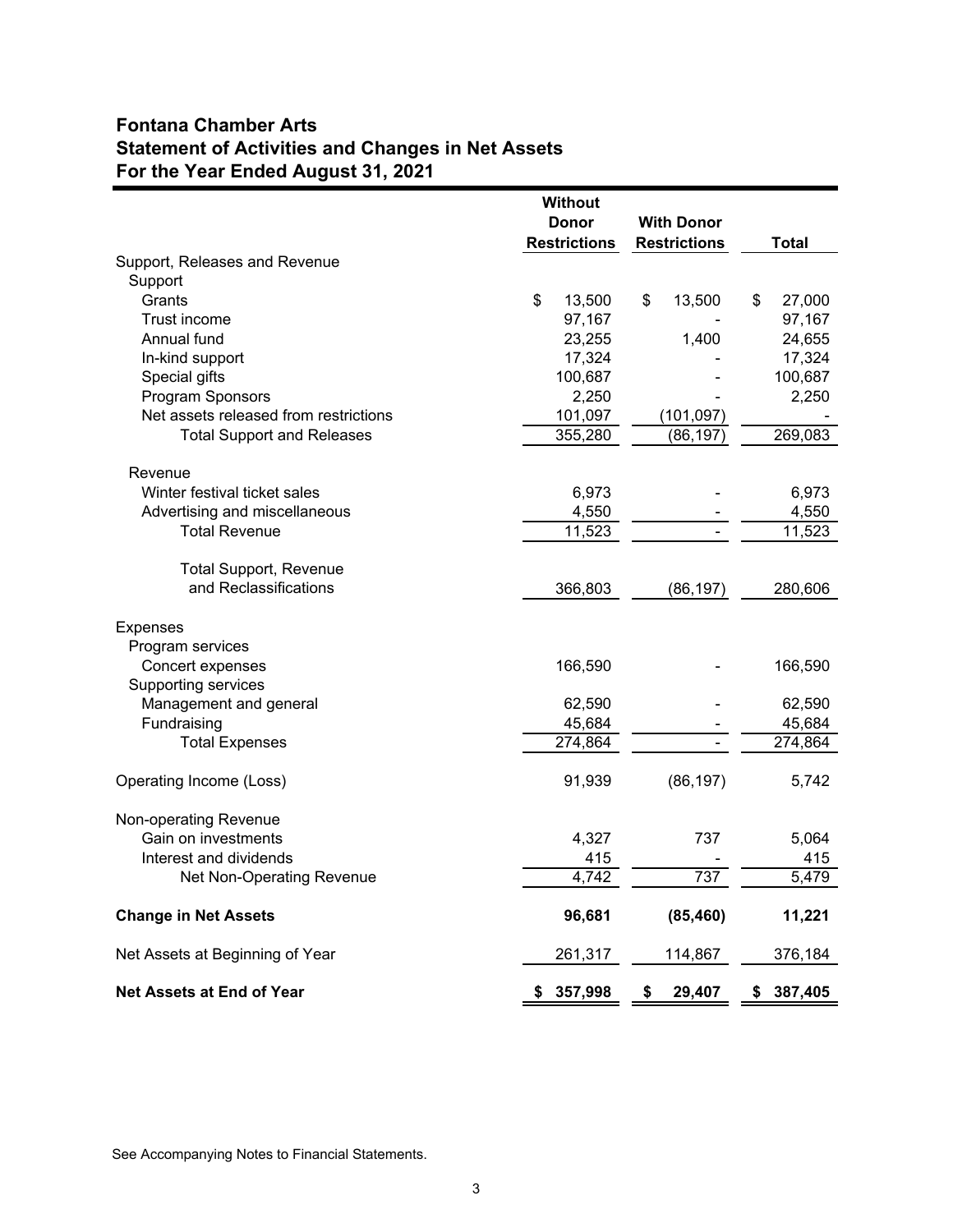## Fontana Chamber Arts
## Statement of Activities and Changes in Net Assets
## For the Year Ended August 31, 2021

| | Without Donor Restrictions | With Donor Restrictions | Total |
|---|---|---|---|
| Support, Releases and Revenue | | | |
| Support | | | |
| Grants | $ 13,500 | $ 13,500 | $ 27,000 |
| Trust income | 97,167 | - | 97,167 |
| Annual fund | 23,255 | 1,400 | 24,655 |
| In-kind support | 17,324 | - | 17,324 |
| Special gifts | 100,687 | - | 100,687 |
| Program Sponsors | 2,250 | - | 2,250 |
| Net assets released from restrictions | 101,097 | (101,097) | - |
| Total Support and Releases | 355,280 | (86,197) | 269,083 |
| Revenue | | | |
| Winter festival ticket sales | 6,973 | - | 6,973 |
| Advertising and miscellaneous | 4,550 | - | 4,550 |
| Total Revenue | 11,523 | - | 11,523 |
| Total Support, Revenue and Reclassifications | 366,803 | (86,197) | 280,606 |
| Expenses | | | |
| Program services | | | |
| Concert expenses | 166,590 | - | 166,590 |
| Supporting services | | | |
| Management and general | 62,590 | - | 62,590 |
| Fundraising | 45,684 | - | 45,684 |
| Total Expenses | 274,864 | - | 274,864 |
| Operating Income (Loss) | 91,939 | (86,197) | 5,742 |
| Non-operating Revenue | | | |
| Gain on investments | 4,327 | 737 | 5,064 |
| Interest and dividends | 415 | - | 415 |
| Net Non-Operating Revenue | 4,742 | 737 | 5,479 |
| **Change in Net Assets** | **96,681** | **(85,460)** | **11,221** |
| Net Assets at Beginning of Year | 261,317 | 114,867 | 376,184 |
| **Net Assets at End of Year** | **$ 357,998** | **$ 29,407** | **$ 387,405** |

See Accompanying Notes to Financial Statements.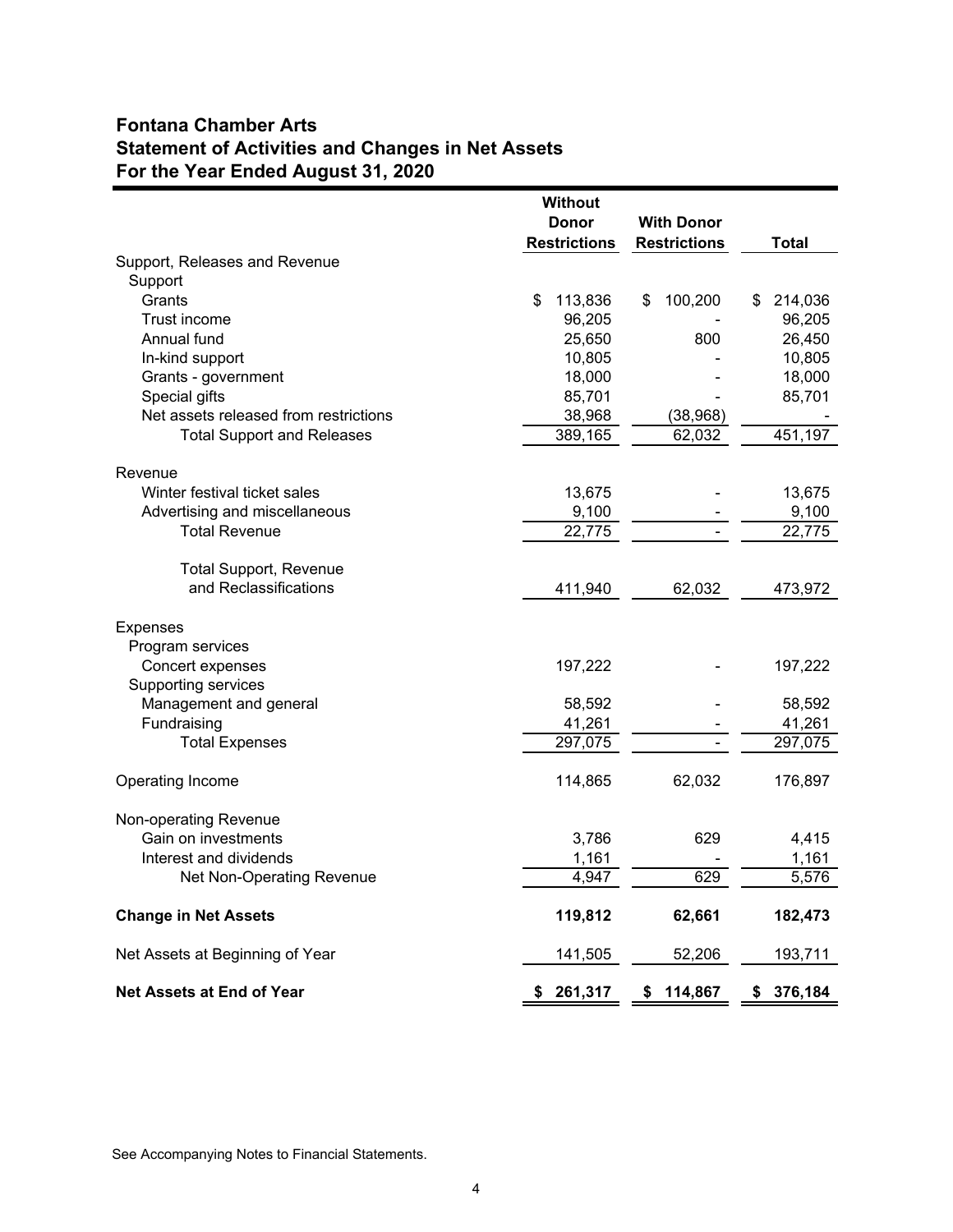# Fontana Chamber Arts
## Statement of Activities and Changes in Net Assets
## For the Year Ended August 31, 2020

| | Without Donor Restrictions | With Donor Restrictions | Total |
|---|---|---|---|
| Support, Releases and Revenue | | | |
| Support | | | |
| Grants | $ 113,836 | $ 100,200 | $ 214,036 |
| Trust income | 96,205 | - | 96,205 |
| Annual fund | 25,650 | 800 | 26,450 |
| In-kind support | 10,805 | - | 10,805 |
| Grants - government | 18,000 | - | 18,000 |
| Special gifts | 85,701 | - | 85,701 |
| Net assets released from restrictions | 38,968 | (38,968) | - |
| Total Support and Releases | 389,165 | 62,032 | 451,197 |
| Revenue | | | |
| Winter festival ticket sales | 13,675 | - | 13,675 |
| Advertising and miscellaneous | 9,100 | - | 9,100 |
| Total Revenue | 22,775 | - | 22,775 |
| Total Support, Revenue and Reclassifications | 411,940 | 62,032 | 473,972 |
| Expenses | | | |
| Program services | | | |
| Concert expenses | 197,222 | - | 197,222 |
| Supporting services | | | |
| Management and general | 58,592 | - | 58,592 |
| Fundraising | 41,261 | - | 41,261 |
| Total Expenses | 297,075 | - | 297,075 |
| Operating Income | 114,865 | 62,032 | 176,897 |
| Non-operating Revenue | | | |
| Gain on investments | 3,786 | 629 | 4,415 |
| Interest and dividends | 1,161 | - | 1,161 |
| Net Non-Operating Revenue | 4,947 | 629 | 5,576 |
| **Change in Net Assets** | **119,812** | **62,661** | **182,473** |
| Net Assets at Beginning of Year | 141,505 | 52,206 | 193,711 |
| **Net Assets at End of Year** | **$ 261,317** | **$ 114,867** | **$ 376,184** |

See Accompanying Notes to Financial Statements.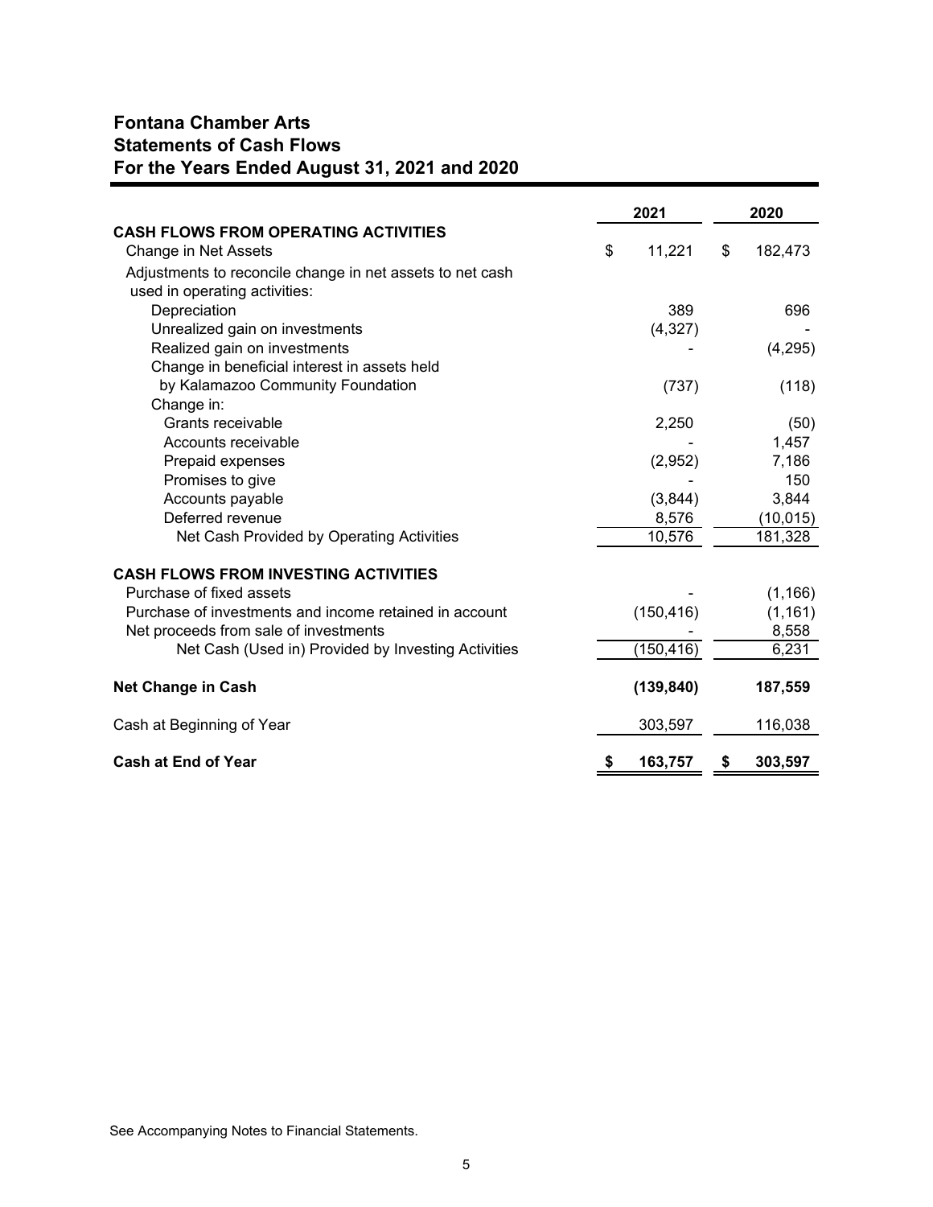## Fontana Chamber Arts
## Statements of Cash Flows
## For the Years Ended August 31, 2021 and 2020

| | 2021 | 2020 |
|---|---|---|
| **CASH FLOWS FROM OPERATING ACTIVITIES** | | |
| Change in Net Assets | $ 11,221 | $ 182,473 |
| Adjustments to reconcile change in net assets to net cash used in operating activities: | | |
| Depreciation | 389 | 696 |
| Unrealized gain on investments | (4,327) | - |
| Realized gain on investments | - | (4,295) |
| Change in beneficial interest in assets held by Kalamazoo Community Foundation | (737) | (118) |
| Change in: | | |
| Grants receivable | 2,250 | (50) |
| Accounts receivable | - | 1,457 |
| Prepaid expenses | (2,952) | 7,186 |
| Promises to give | - | 150 |
| Accounts payable | (3,844) | 3,844 |
| Deferred revenue | 8,576 | (10,015) |
| Net Cash Provided by Operating Activities | 10,576 | 181,328 |
| **CASH FLOWS FROM INVESTING ACTIVITIES** | | |
| Purchase of fixed assets | - | (1,166) |
| Purchase of investments and income retained in account | (150,416) | (1,161) |
| Net proceeds from sale of investments | - | 8,558 |
| Net Cash (Used in) Provided by Investing Activities | (150,416) | 6,231 |
| **Net Change in Cash** | **(139,840)** | **187,559** |
| Cash at Beginning of Year | 303,597 | 116,038 |
| **Cash at End of Year** | **$ 163,757** | **$ 303,597** |

See Accompanying Notes to Financial Statements.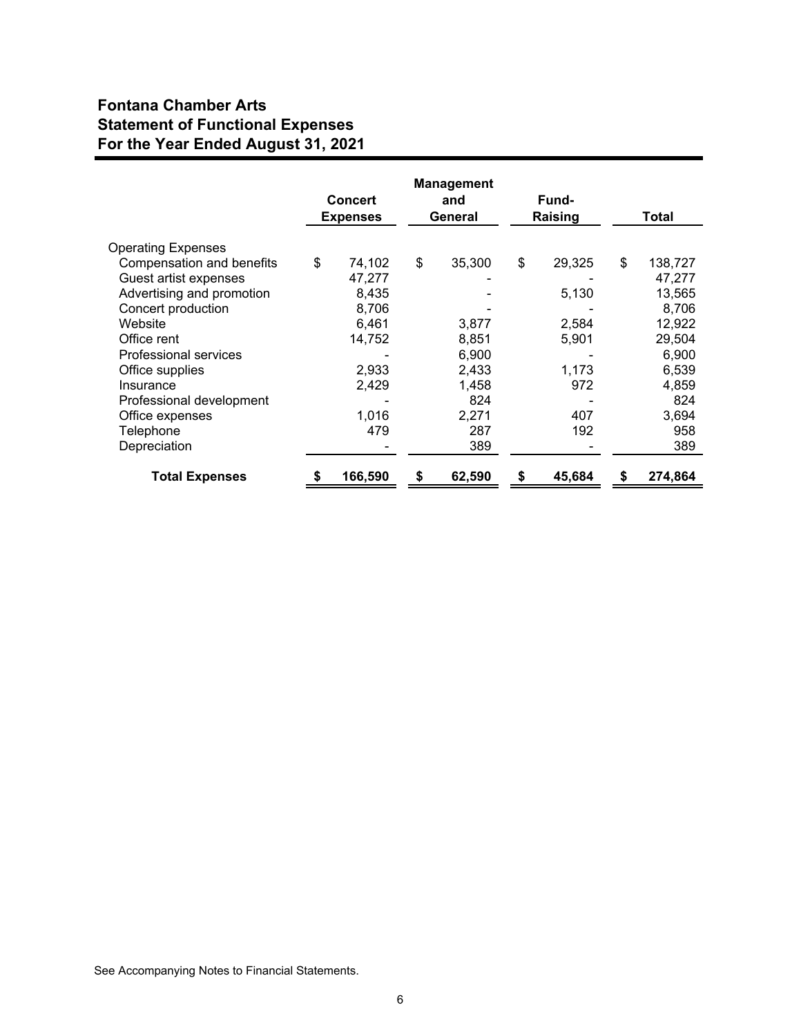# Fontana Chamber Arts
## Statement of Functional Expenses
## For the Year Ended August 31, 2021

| | Concert Expenses | Management and General | Fund-Raising | Total |
|---|---|---|---|---|
| Operating Expenses | | | | |
| Compensation and benefits | $ 74,102 | $ 35,300 | $ 29,325 | $ 138,727 |
| Guest artist expenses | 47,277 | - | - | 47,277 |
| Advertising and promotion | 8,435 | - | 5,130 | 13,565 |
| Concert production | 8,706 | - | - | 8,706 |
| Website | 6,461 | 3,877 | 2,584 | 12,922 |
| Office rent | 14,752 | 8,851 | 5,901 | 29,504 |
| Professional services | - | 6,900 | - | 6,900 |
| Office supplies | 2,933 | 2,433 | 1,173 | 6,539 |
| Insurance | 2,429 | 1,458 | 972 | 4,859 |
| Professional development | - | 824 | - | 824 |
| Office expenses | 1,016 | 2,271 | 407 | 3,694 |
| Telephone | 479 | 287 | 192 | 958 |
| Depreciation | - | 389 | - | 389 |
| **Total Expenses** | **$ 166,590** | **$ 62,590** | **$ 45,684** | **$ 274,864** |

See Accompanying Notes to Financial Statements.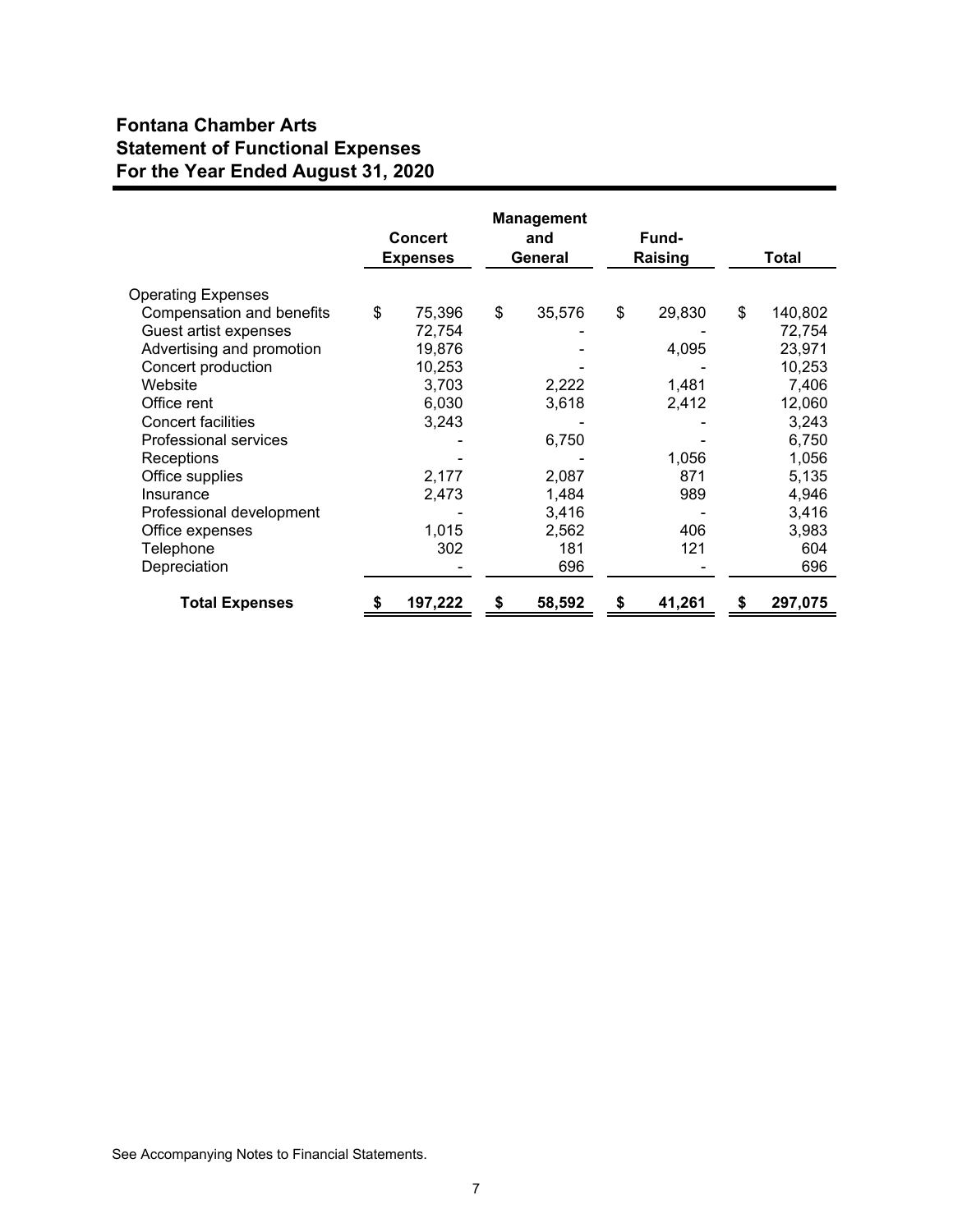## Fontana Chamber Arts
## Statement of Functional Expenses
## For the Year Ended August 31, 2020

| | Concert Expenses | Management and General | Fund-Raising | Total |
|---|---|---|---|---|
| Operating Expenses | | | | |
| Compensation and benefits | $ 75,396 | $ 35,576 | $ 29,830 | $ 140,802 |
| Guest artist expenses | 72,754 | - | - | 72,754 |
| Advertising and promotion | 19,876 | - | 4,095 | 23,971 |
| Concert production | 10,253 | - | - | 10,253 |
| Website | 3,703 | 2,222 | 1,481 | 7,406 |
| Office rent | 6,030 | 3,618 | 2,412 | 12,060 |
| Concert facilities | 3,243 | - | - | 3,243 |
| Professional services | - | 6,750 | - | 6,750 |
| Receptions | - | - | 1,056 | 1,056 |
| Office supplies | 2,177 | 2,087 | 871 | 5,135 |
| Insurance | 2,473 | 1,484 | 989 | 4,946 |
| Professional development | - | 3,416 | - | 3,416 |
| Office expenses | 1,015 | 2,562 | 406 | 3,983 |
| Telephone | 302 | 181 | 121 | 604 |
| Depreciation | - | 696 | - | 696 |
| **Total Expenses** | **$ 197,222** | **$ 58,592** | **$ 41,261** | **$ 297,075** |

See Accompanying Notes to Financial Statements.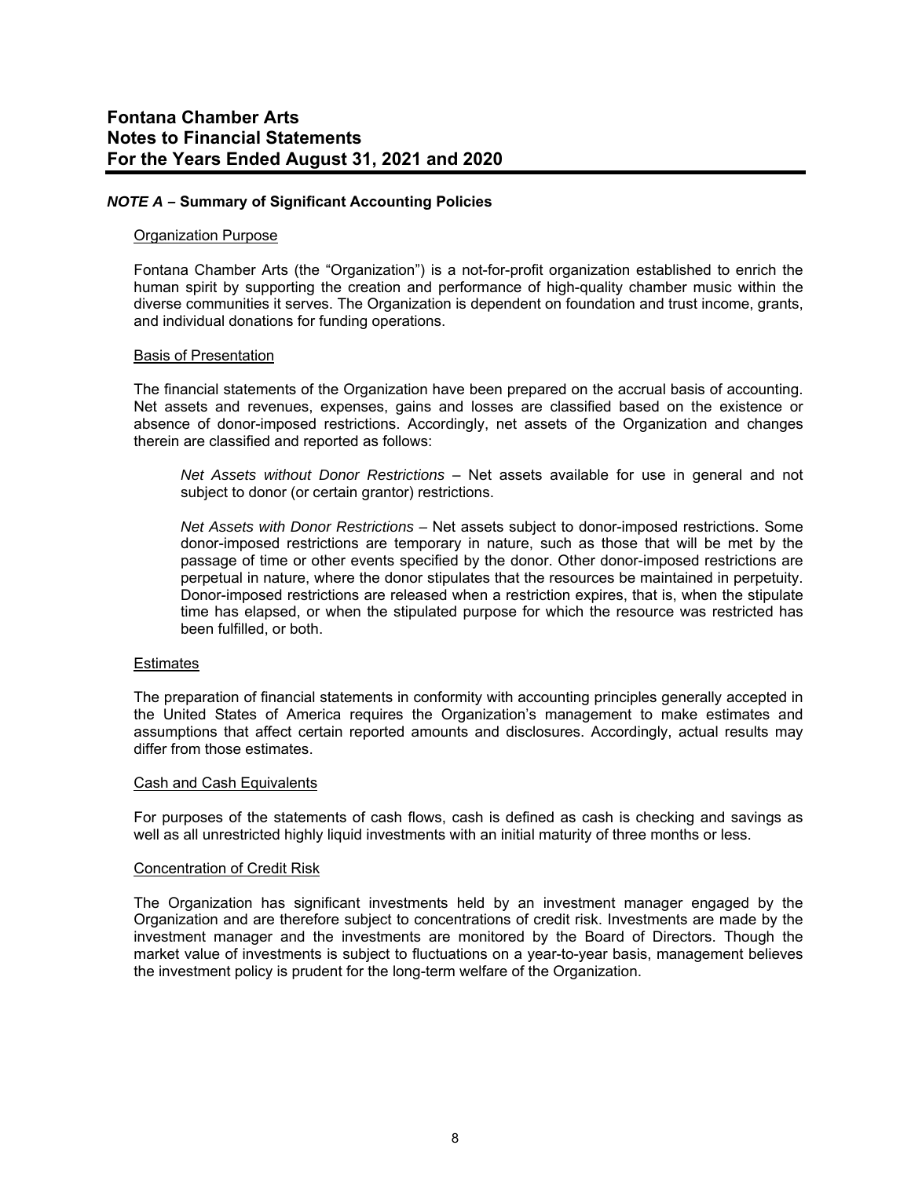# Fontana Chamber Arts
# Notes to Financial Statements
# For the Years Ended August 31, 2021 and 2020

## *NOTE A* – Summary of Significant Accounting Policies

### Organization Purpose

Fontana Chamber Arts (the "Organization") is a not-for-profit organization established to enrich the human spirit by supporting the creation and performance of high-quality chamber music within the diverse communities it serves. The Organization is dependent on foundation and trust income, grants, and individual donations for funding operations.

### Basis of Presentation

The financial statements of the Organization have been prepared on the accrual basis of accounting. Net assets and revenues, expenses, gains and losses are classified based on the existence or absence of donor-imposed restrictions. Accordingly, net assets of the Organization and changes therein are classified and reported as follows:

> *Net Assets without Donor Restrictions* – Net assets available for use in general and not subject to donor (or certain grantor) restrictions.
>
> *Net Assets with Donor Restrictions* – Net assets subject to donor-imposed restrictions. Some donor-imposed restrictions are temporary in nature, such as those that will be met by the passage of time or other events specified by the donor. Other donor-imposed restrictions are perpetual in nature, where the donor stipulates that the resources be maintained in perpetuity. Donor-imposed restrictions are released when a restriction expires, that is, when the stipulate time has elapsed, or when the stipulated purpose for which the resource was restricted has been fulfilled, or both.

### Estimates

The preparation of financial statements in conformity with accounting principles generally accepted in the United States of America requires the Organization's management to make estimates and assumptions that affect certain reported amounts and disclosures. Accordingly, actual results may differ from those estimates.

### Cash and Cash Equivalents

For purposes of the statements of cash flows, cash is defined as cash is checking and savings as well as all unrestricted highly liquid investments with an initial maturity of three months or less.

### Concentration of Credit Risk

The Organization has significant investments held by an investment manager engaged by the Organization and are therefore subject to concentrations of credit risk. Investments are made by the investment manager and the investments are monitored by the Board of Directors. Though the market value of investments is subject to fluctuations on a year-to-year basis, management believes the investment policy is prudent for the long-term welfare of the Organization.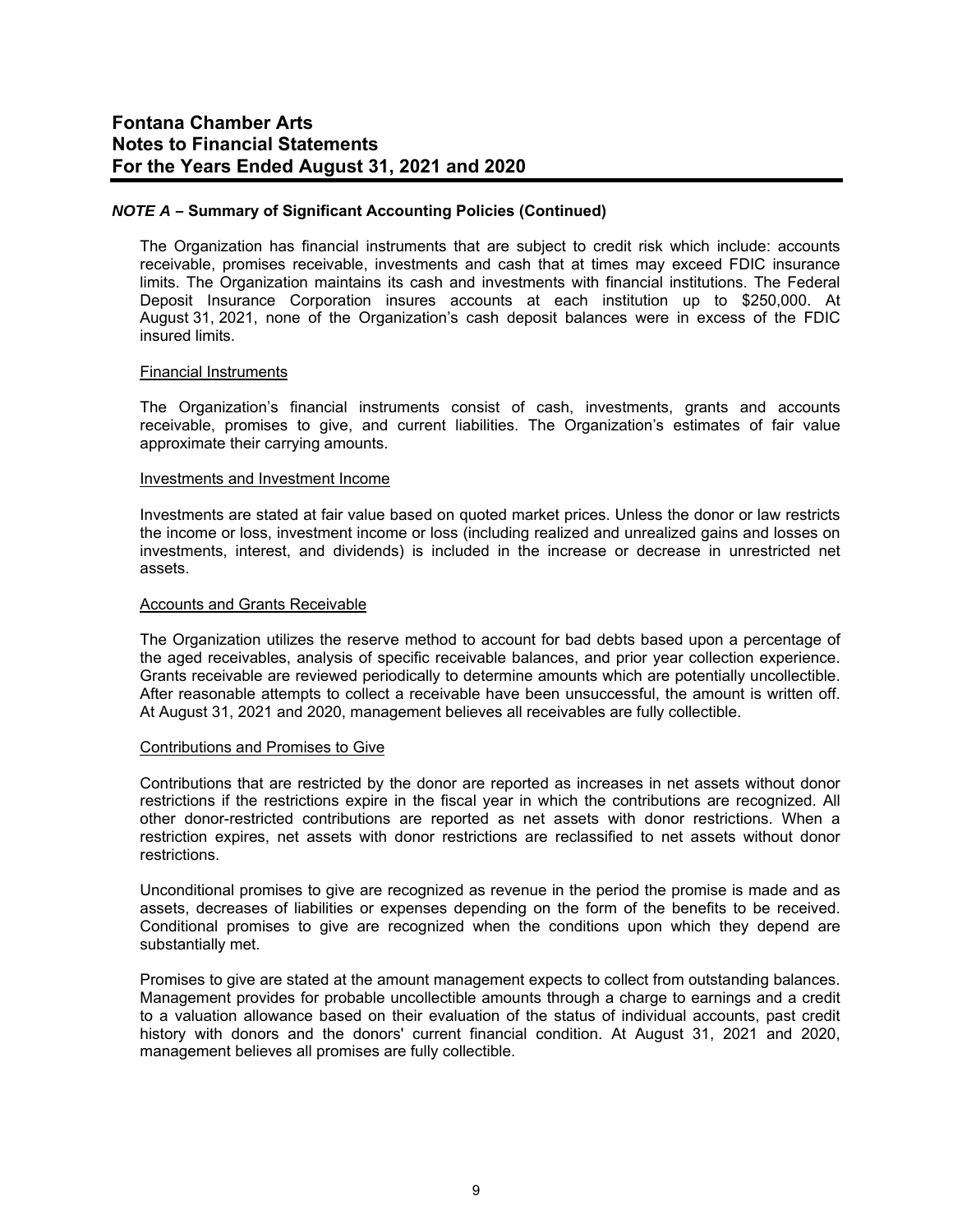# Fontana Chamber Arts
# Notes to Financial Statements
# For the Years Ended August 31, 2021 and 2020

## ***NOTE A*** – Summary of Significant Accounting Policies (Continued)

The Organization has financial instruments that are subject to credit risk which include: accounts receivable, promises receivable, investments and cash that at times may exceed FDIC insurance limits. The Organization maintains its cash and investments with financial institutions. The Federal Deposit Insurance Corporation insures accounts at each institution up to $250,000. At August 31, 2021, none of the Organization's cash deposit balances were in excess of the FDIC insured limits.

### Financial Instruments

The Organization's financial instruments consist of cash, investments, grants and accounts receivable, promises to give, and current liabilities. The Organization's estimates of fair value approximate their carrying amounts.

### Investments and Investment Income

Investments are stated at fair value based on quoted market prices. Unless the donor or law restricts the income or loss, investment income or loss (including realized and unrealized gains and losses on investments, interest, and dividends) is included in the increase or decrease in unrestricted net assets.

### Accounts and Grants Receivable

The Organization utilizes the reserve method to account for bad debts based upon a percentage of the aged receivables, analysis of specific receivable balances, and prior year collection experience. Grants receivable are reviewed periodically to determine amounts which are potentially uncollectible. After reasonable attempts to collect a receivable have been unsuccessful, the amount is written off. At August 31, 2021 and 2020, management believes all receivables are fully collectible.

### Contributions and Promises to Give

Contributions that are restricted by the donor are reported as increases in net assets without donor restrictions if the restrictions expire in the fiscal year in which the contributions are recognized. All other donor-restricted contributions are reported as net assets with donor restrictions. When a restriction expires, net assets with donor restrictions are reclassified to net assets without donor restrictions.

Unconditional promises to give are recognized as revenue in the period the promise is made and as assets, decreases of liabilities or expenses depending on the form of the benefits to be received. Conditional promises to give are recognized when the conditions upon which they depend are substantially met.

Promises to give are stated at the amount management expects to collect from outstanding balances. Management provides for probable uncollectible amounts through a charge to earnings and a credit to a valuation allowance based on their evaluation of the status of individual accounts, past credit history with donors and the donors' current financial condition. At August 31, 2021 and 2020, management believes all promises are fully collectible.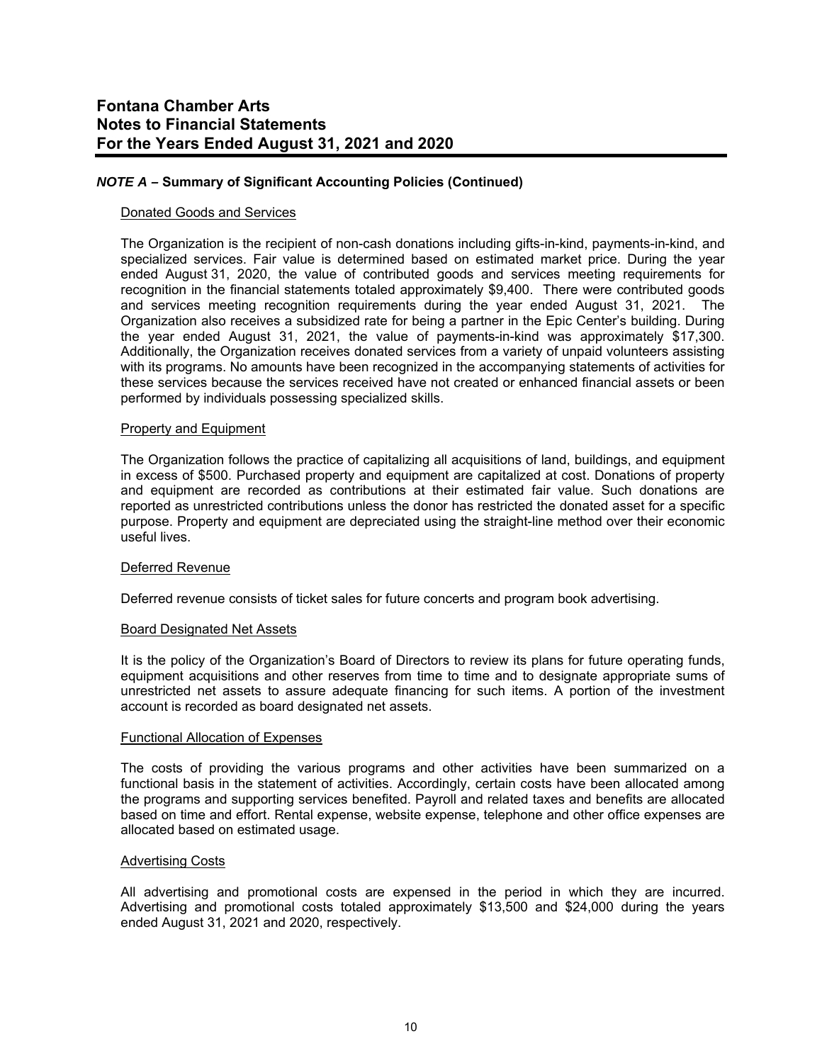# Fontana Chamber Arts
# Notes to Financial Statements
# For the Years Ended August 31, 2021 and 2020

### *NOTE A* – Summary of Significant Accounting Policies (Continued)

Donated Goods and Services

The Organization is the recipient of non-cash donations including gifts-in-kind, payments-in-kind, and specialized services. Fair value is determined based on estimated market price. During the year ended August 31, 2020, the value of contributed goods and services meeting requirements for recognition in the financial statements totaled approximately $9,400. There were contributed goods and services meeting recognition requirements during the year ended August 31, 2021. The Organization also receives a subsidized rate for being a partner in the Epic Center's building. During the year ended August 31, 2021, the value of payments-in-kind was approximately $17,300. Additionally, the Organization receives donated services from a variety of unpaid volunteers assisting with its programs. No amounts have been recognized in the accompanying statements of activities for these services because the services received have not created or enhanced financial assets or been performed by individuals possessing specialized skills.

Property and Equipment

The Organization follows the practice of capitalizing all acquisitions of land, buildings, and equipment in excess of $500. Purchased property and equipment are capitalized at cost. Donations of property and equipment are recorded as contributions at their estimated fair value. Such donations are reported as unrestricted contributions unless the donor has restricted the donated asset for a specific purpose. Property and equipment are depreciated using the straight-line method over their economic useful lives.

Deferred Revenue

Deferred revenue consists of ticket sales for future concerts and program book advertising.

Board Designated Net Assets

It is the policy of the Organization's Board of Directors to review its plans for future operating funds, equipment acquisitions and other reserves from time to time and to designate appropriate sums of unrestricted net assets to assure adequate financing for such items. A portion of the investment account is recorded as board designated net assets.

Functional Allocation of Expenses

The costs of providing the various programs and other activities have been summarized on a functional basis in the statement of activities. Accordingly, certain costs have been allocated among the programs and supporting services benefited. Payroll and related taxes and benefits are allocated based on time and effort. Rental expense, website expense, telephone and other office expenses are allocated based on estimated usage.

Advertising Costs

All advertising and promotional costs are expensed in the period in which they are incurred. Advertising and promotional costs totaled approximately $13,500 and $24,000 during the years ended August 31, 2021 and 2020, respectively.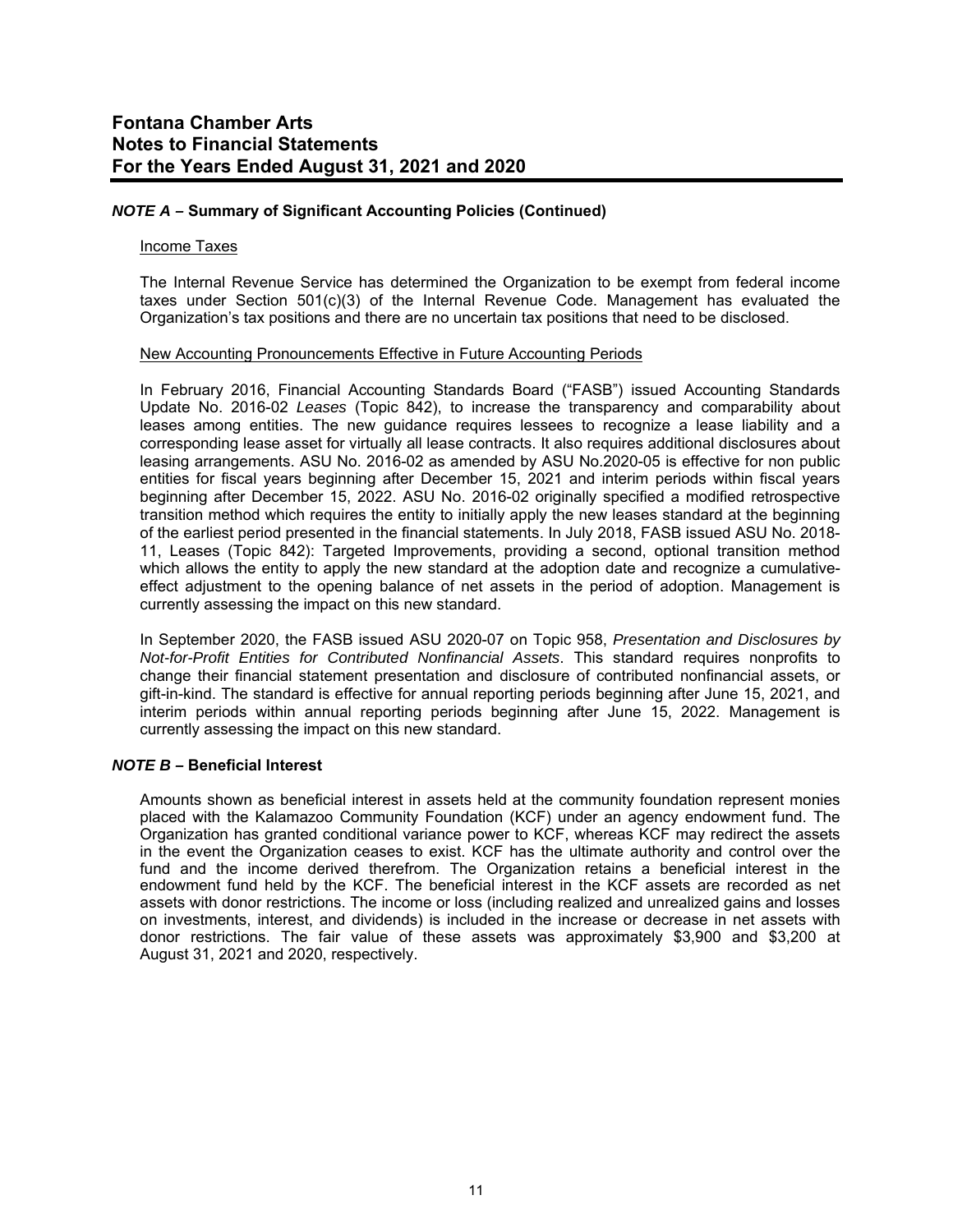# Fontana Chamber Arts
# Notes to Financial Statements
# For the Years Ended August 31, 2021 and 2020

## *NOTE A* – Summary of Significant Accounting Policies (Continued)

Income Taxes

The Internal Revenue Service has determined the Organization to be exempt from federal income taxes under Section 501(c)(3) of the Internal Revenue Code. Management has evaluated the Organization's tax positions and there are no uncertain tax positions that need to be disclosed.

New Accounting Pronouncements Effective in Future Accounting Periods

In February 2016, Financial Accounting Standards Board ("FASB") issued Accounting Standards Update No. 2016-02 *Leases* (Topic 842), to increase the transparency and comparability about leases among entities. The new guidance requires lessees to recognize a lease liability and a corresponding lease asset for virtually all lease contracts. It also requires additional disclosures about leasing arrangements. ASU No. 2016-02 as amended by ASU No.2020-05 is effective for non public entities for fiscal years beginning after December 15, 2021 and interim periods within fiscal years beginning after December 15, 2022. ASU No. 2016-02 originally specified a modified retrospective transition method which requires the entity to initially apply the new leases standard at the beginning of the earliest period presented in the financial statements. In July 2018, FASB issued ASU No. 2018-11, Leases (Topic 842): Targeted Improvements, providing a second, optional transition method which allows the entity to apply the new standard at the adoption date and recognize a cumulative-effect adjustment to the opening balance of net assets in the period of adoption. Management is currently assessing the impact on this new standard.

In September 2020, the FASB issued ASU 2020-07 on Topic 958, *Presentation and Disclosures by Not-for-Profit Entities for Contributed Nonfinancial Assets*. This standard requires nonprofits to change their financial statement presentation and disclosure of contributed nonfinancial assets, or gift-in-kind. The standard is effective for annual reporting periods beginning after June 15, 2021, and interim periods within annual reporting periods beginning after June 15, 2022. Management is currently assessing the impact on this new standard.

## *NOTE B* – Beneficial Interest

Amounts shown as beneficial interest in assets held at the community foundation represent monies placed with the Kalamazoo Community Foundation (KCF) under an agency endowment fund. The Organization has granted conditional variance power to KCF, whereas KCF may redirect the assets in the event the Organization ceases to exist. KCF has the ultimate authority and control over the fund and the income derived therefrom. The Organization retains a beneficial interest in the endowment fund held by the KCF. The beneficial interest in the KCF assets are recorded as net assets with donor restrictions. The income or loss (including realized and unrealized gains and losses on investments, interest, and dividends) is included in the increase or decrease in net assets with donor restrictions. The fair value of these assets was approximately $3,900 and $3,200 at August 31, 2021 and 2020, respectively.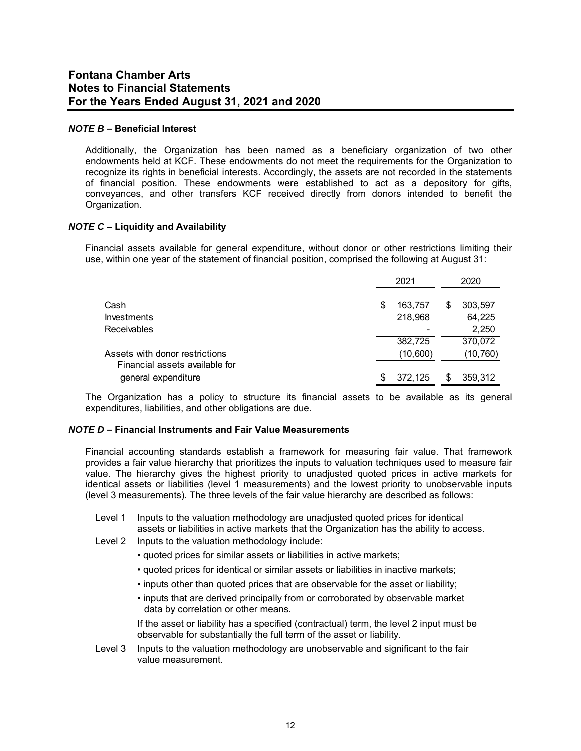# Fontana Chamber Arts
# Notes to Financial Statements
# For the Years Ended August 31, 2021 and 2020

***NOTE B*** **– Beneficial Interest**

Additionally, the Organization has been named as a beneficiary organization of two other endowments held at KCF. These endowments do not meet the requirements for the Organization to recognize its rights in beneficial interests. Accordingly, the assets are not recorded in the statements of financial position. These endowments were established to act as a depository for gifts, conveyances, and other transfers KCF received directly from donors intended to benefit the Organization.

***NOTE C*** **– Liquidity and Availability**

Financial assets available for general expenditure, without donor or other restrictions limiting their use, within one year of the statement of financial position, comprised the following at August 31:

| | 2021 | 2020 |
|---|---|---|
| Cash | $ 163,757 | $ 303,597 |
| Investments | 218,968 | 64,225 |
| Receivables | - | 2,250 |
| | 382,725 | 370,072 |
| Assets with donor restrictions | (10,600) | (10,760) |
| Financial assets available for general expenditure | $ 372,125 | $ 359,312 |

The Organization has a policy to structure its financial assets to be available as its general expenditures, liabilities, and other obligations are due.

***NOTE D*** **– Financial Instruments and Fair Value Measurements**

Financial accounting standards establish a framework for measuring fair value. That framework provides a fair value hierarchy that prioritizes the inputs to valuation techniques used to measure fair value. The hierarchy gives the highest priority to unadjusted quoted prices in active markets for identical assets or liabilities (level 1 measurements) and the lowest priority to unobservable inputs (level 3 measurements). The three levels of the fair value hierarchy are described as follows:

Level 1 Inputs to the valuation methodology are unadjusted quoted prices for identical assets or liabilities in active markets that the Organization has the ability to access.

Level 2 Inputs to the valuation methodology include:

- quoted prices for similar assets or liabilities in active markets;
- quoted prices for identical or similar assets or liabilities in inactive markets;
- inputs other than quoted prices that are observable for the asset or liability;
- inputs that are derived principally from or corroborated by observable market data by correlation or other means.

If the asset or liability has a specified (contractual) term, the level 2 input must be observable for substantially the full term of the asset or liability.

Level 3 Inputs to the valuation methodology are unobservable and significant to the fair value measurement.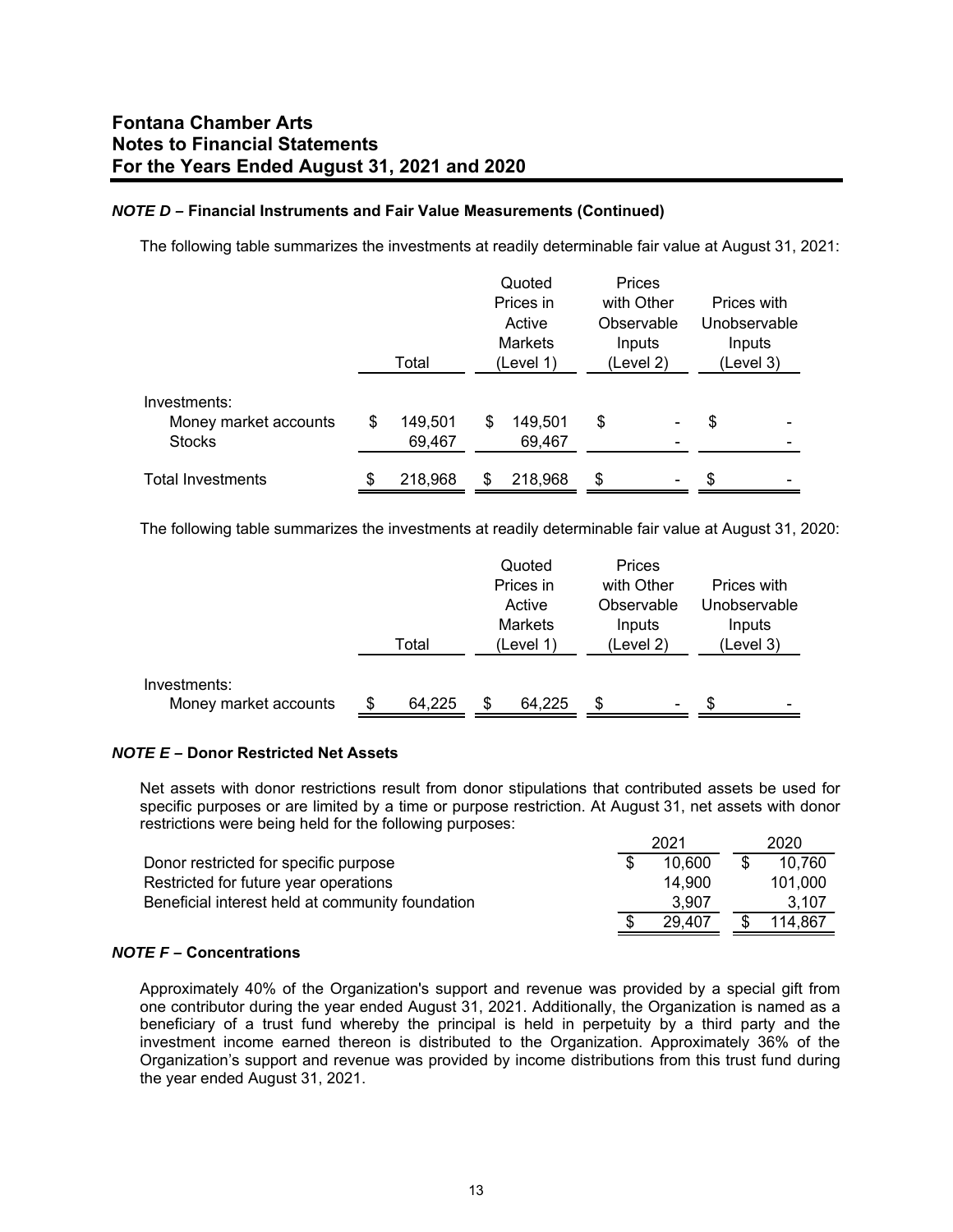### *NOTE D* – Financial Instruments and Fair Value Measurements (Continued)

The following table summarizes the investments at readily determinable fair value at August 31, 2021:

| | Total | Quoted Prices in Active Markets (Level 1) | Prices with Other Observable Inputs (Level 2) | Prices with Unobservable Inputs (Level 3) |
|---|---|---|---|---|
| Investments: | | | | |
| Money market accounts | $ 149,501 | $ 149,501 | $ - | $ - |
| Stocks | 69,467 | 69,467 | - | - |
| Total Investments | $ 218,968 | $ 218,968 | $ - | $ - |

The following table summarizes the investments at readily determinable fair value at August 31, 2020:

| | Total | Quoted Prices in Active Markets (Level 1) | Prices with Other Observable Inputs (Level 2) | Prices with Unobservable Inputs (Level 3) |
|---|---|---|---|---|
| Investments: | | | | |
| Money market accounts | $ 64,225 | $ 64,225 | $ - | $ - |

### *NOTE E* – Donor Restricted Net Assets

Net assets with donor restrictions result from donor stipulations that contributed assets be used for specific purposes or are limited by a time or purpose restriction. At August 31, net assets with donor restrictions were being held for the following purposes:

| | 2021 | 2020 |
|---|---|---|
| Donor restricted for specific purpose | $ 10,600 | $ 10,760 |
| Restricted for future year operations | 14,900 | 101,000 |
| Beneficial interest held at community foundation | 3,907 | 3,107 |
| | $ 29,407 | $ 114,867 |

### *NOTE F* – Concentrations

Approximately 40% of the Organization's support and revenue was provided by a special gift from one contributor during the year ended August 31, 2021. Additionally, the Organization is named as a beneficiary of a trust fund whereby the principal is held in perpetuity by a third party and the investment income earned thereon is distributed to the Organization. Approximately 36% of the Organization's support and revenue was provided by income distributions from this trust fund during the year ended August 31, 2021.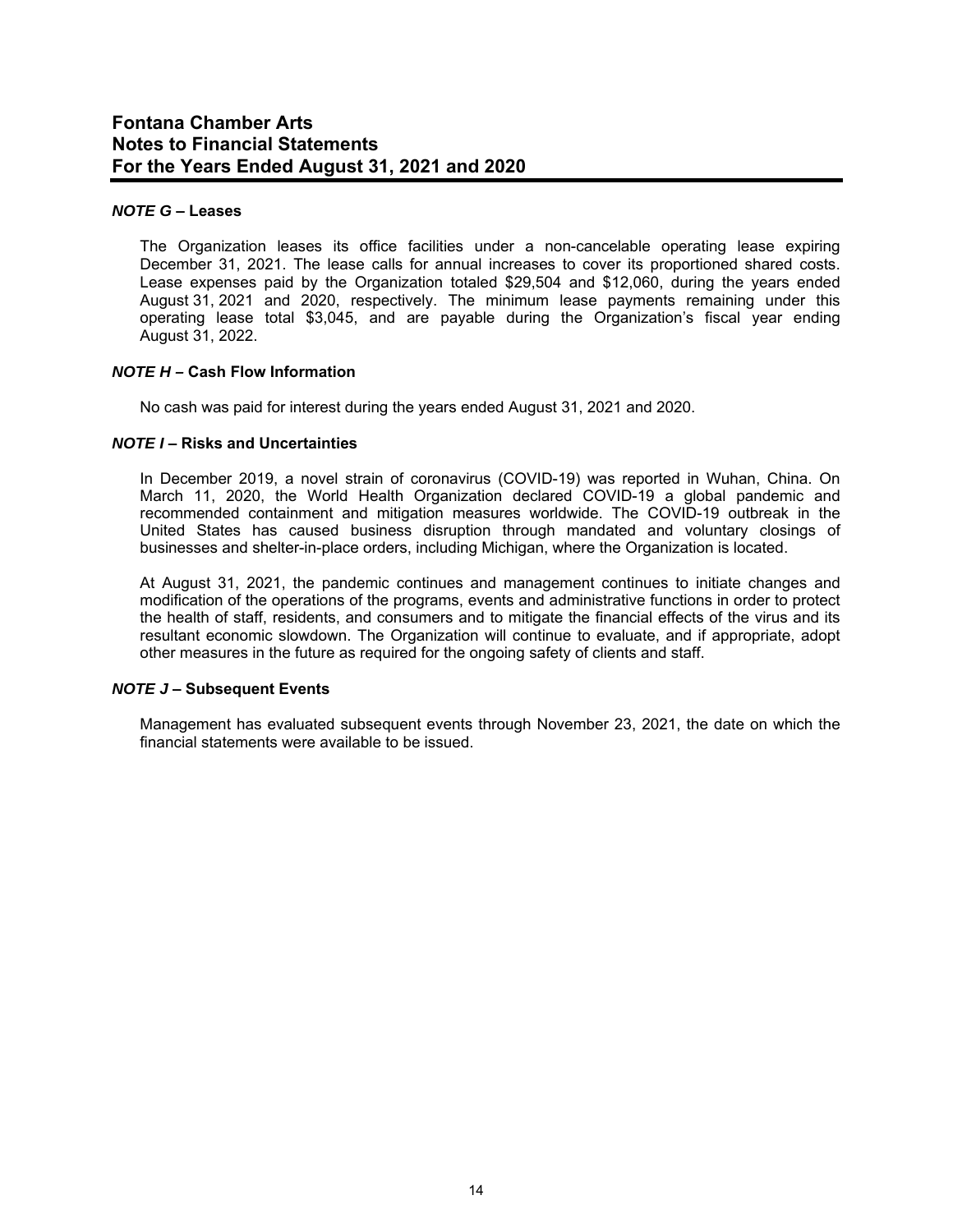# Fontana Chamber Arts
# Notes to Financial Statements
# For the Years Ended August 31, 2021 and 2020

### *NOTE G* – Leases

The Organization leases its office facilities under a non-cancelable operating lease expiring December 31, 2021. The lease calls for annual increases to cover its proportioned shared costs. Lease expenses paid by the Organization totaled $29,504 and $12,060, during the years ended August 31, 2021 and 2020, respectively. The minimum lease payments remaining under this operating lease total $3,045, and are payable during the Organization's fiscal year ending August 31, 2022.

### *NOTE H* – Cash Flow Information

No cash was paid for interest during the years ended August 31, 2021 and 2020.

### *NOTE I* – Risks and Uncertainties

In December 2019, a novel strain of coronavirus (COVID-19) was reported in Wuhan, China. On March 11, 2020, the World Health Organization declared COVID-19 a global pandemic and recommended containment and mitigation measures worldwide. The COVID-19 outbreak in the United States has caused business disruption through mandated and voluntary closings of businesses and shelter-in-place orders, including Michigan, where the Organization is located.

At August 31, 2021, the pandemic continues and management continues to initiate changes and modification of the operations of the programs, events and administrative functions in order to protect the health of staff, residents, and consumers and to mitigate the financial effects of the virus and its resultant economic slowdown. The Organization will continue to evaluate, and if appropriate, adopt other measures in the future as required for the ongoing safety of clients and staff.

### *NOTE J* – Subsequent Events

Management has evaluated subsequent events through November 23, 2021, the date on which the financial statements were available to be issued.